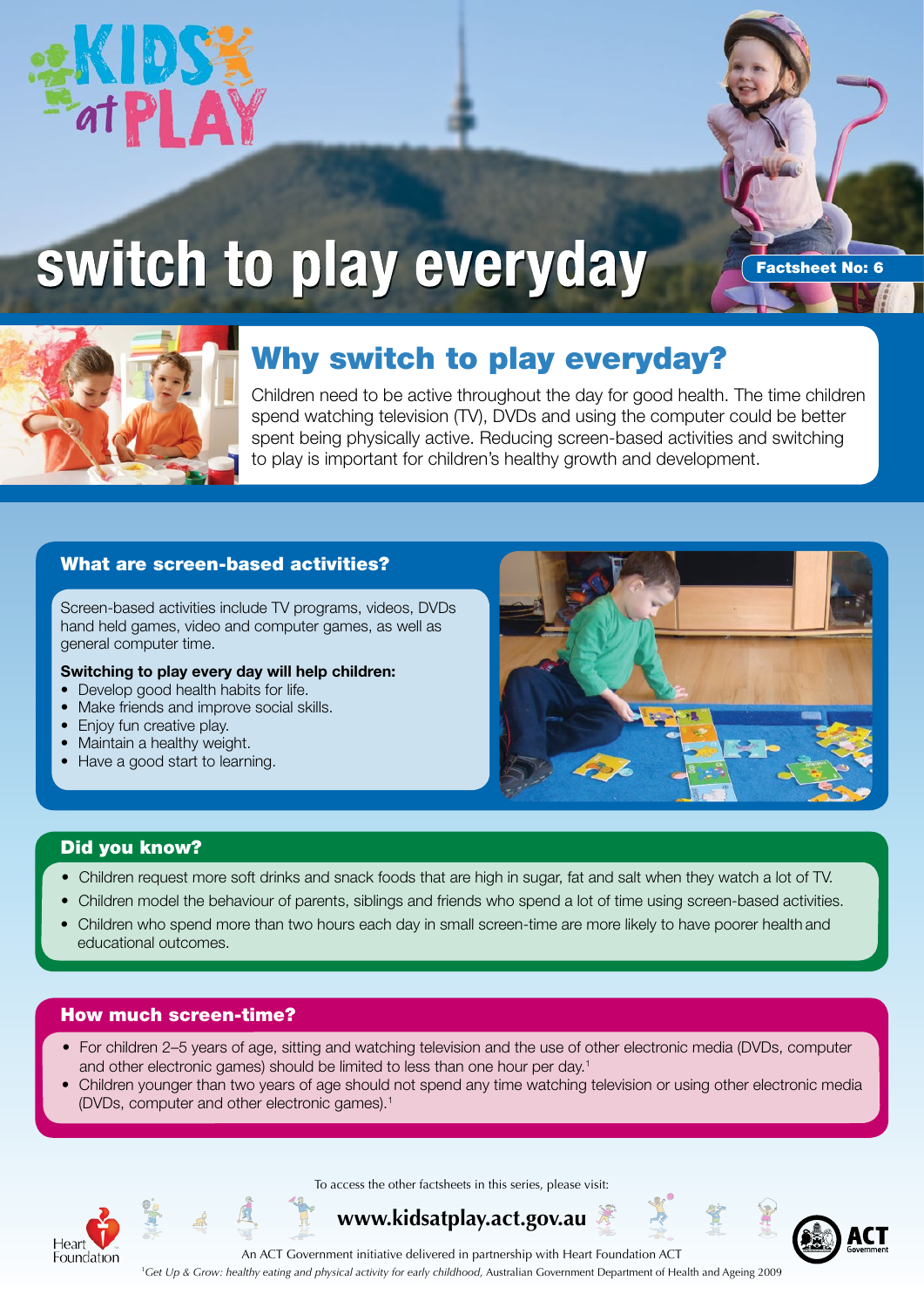# KIDS at PLAY

# switch to play everyday

Factsheet No: 6

## Why switch to play everyday?

Children need to be active throughout the day for good health. The time children spend watching television (TV), DVDs and using the computer could be better spent being physically active. Reducing screen-based activities and switching to play is important for children's healthy growth and development.

### What are screen-based activities?

Screen-based activities include TV programs, videos, DVDs hand held games, video and computer games, as well as general computer time.

**Switching to play every day will help children:**

- Develop good health habits for life.
- Make friends and improve social skills.
- Enjoy fun creative play.
- Maintain a healthy weight.
- Have a good start to learning.

### Did you know?

- Children request more soft drinks and snack foods that are high in sugar, fat and salt when they watch a lot of TV.
- Children model the behaviour of parents, siblings and friends who spend a lot of time using screen-based activities.
- Children who spend more than two hours each day in small screen-time are more likely to have poorer health and educational outcomes.

### How much screen-time?

- For children 2–5 years of age, sitting and watching television and the use of other electronic media (DVDs, computer and other electronic games) should be limited to less than one hour per day.[1]
- Children younger than two years of age should not spend any time watching television or using other electronic media (DVDs, computer and other electronic games).[1]

To access the other factsheets in this series, please visit:

**www.kidsatplay.act.gov.au**

An ACT Government initiative delivered in partnership with Heart Foundation ACT

[1] *Get Up & Grow: healthy eating and physical activity for early childhood*, Australian Government Department of Health and Ageing 2009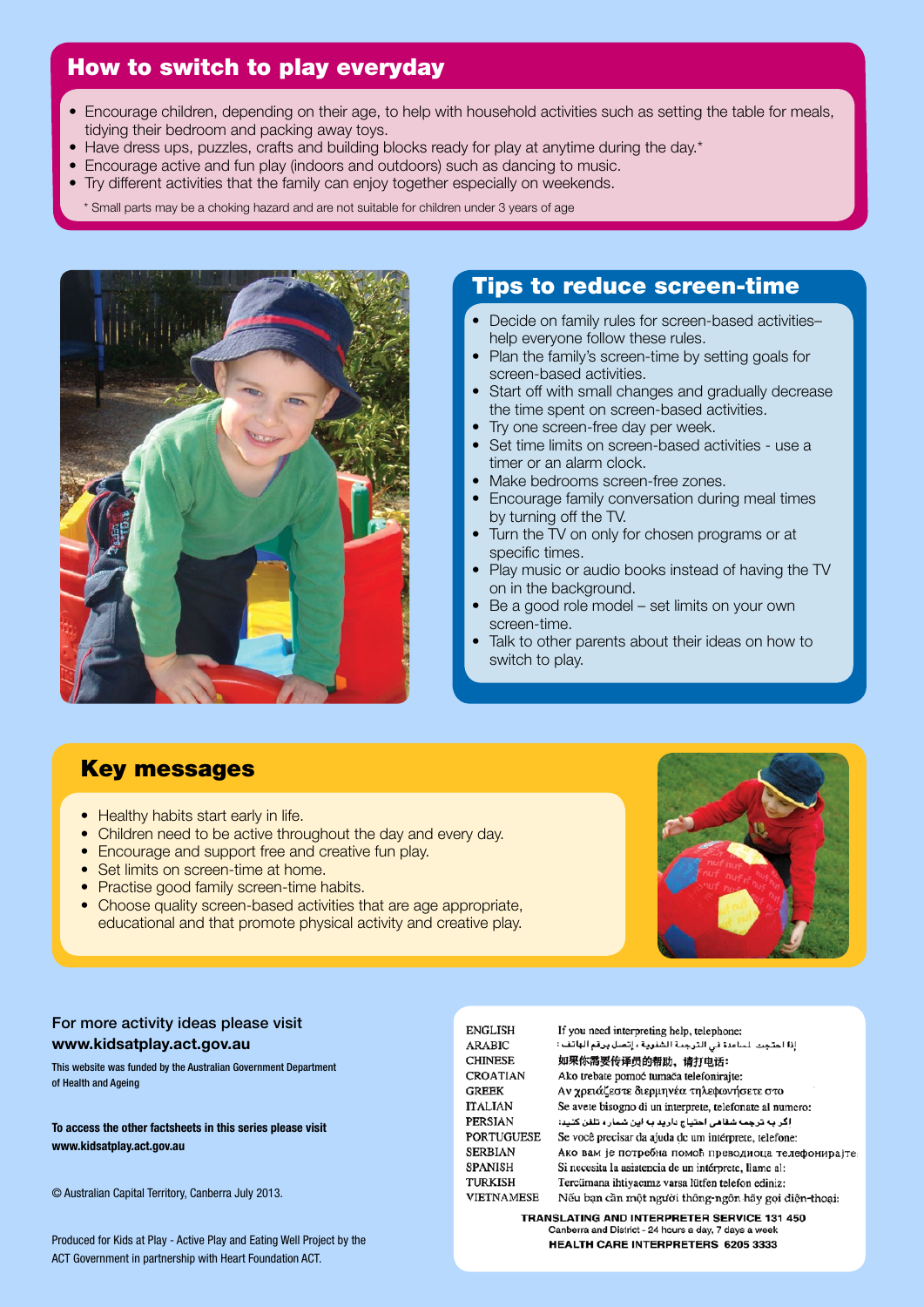## How to switch to play everyday

- Encourage children, depending on their age, to help with household activities such as setting the table for meals, tidying their bedroom and packing away toys.
- Have dress ups, puzzles, crafts and building blocks ready for play at anytime during the day.*
- Encourage active and fun play (indoors and outdoors) such as dancing to music.
- Try different activities that the family can enjoy together especially on weekends.

\* Small parts may be a choking hazard and are not suitable for children under 3 years of age

## Tips to reduce screen-time

- Decide on family rules for screen-based activities– help everyone follow these rules.
- Plan the family's screen-time by setting goals for screen-based activities.
- Start off with small changes and gradually decrease the time spent on screen-based activities.
- Try one screen-free day per week.
- Set time limits on screen-based activities - use a timer or an alarm clock.
- Make bedrooms screen-free zones.
- Encourage family conversation during meal times by turning off the TV.
- Turn the TV on only for chosen programs or at specific times.
- Play music or audio books instead of having the TV on in the background.
- Be a good role model – set limits on your own screen-time.
- Talk to other parents about their ideas on how to switch to play.

## Key messages

- Healthy habits start early in life.
- Children need to be active throughout the day and every day.
- Encourage and support free and creative fun play.
- Set limits on screen-time at home.
- Practise good family screen-time habits.
- Choose quality screen-based activities that are age appropriate, educational and that promote physical activity and creative play.

For more activity ideas please visit
**www.kidsatplay.act.gov.au**

This website was funded by the Australian Government Department of Health and Ageing

**To access the other factsheets in this series please visit www.kidsatplay.act.gov.au**

© Australian Capital Territory, Canberra July 2013.

Produced for Kids at Play - Active Play and Eating Well Project by the ACT Government in partnership with Heart Foundation ACT.

| | |
|---|---|
| ENGLISH | If you need interpreting help, telephone: |
| ARABIC | إذا احتجت لمساعدة في الترجمة الشفوية ، إتصل برقم الهاتف : |
| CHINESE | 如果你需要传译员的帮助，请打电话： |
| CROATIAN | Ako trebate pomoć tumača telefonirajte: |
| GREEK | Αν χρειάζεστε διερμηνέα τηλεφωνήσετε στο |
| ITALIAN | Se avete bisogno di un interprete, telefonate al numero: |
| PERSIAN | اگر به ترجمه شفاهی احتیاج دارید به این شماره تلفن کنید: |
| PORTUGUESE | Se você precisar da ajuda de um intérprete, telefone: |
| SERBIAN | Ако вам је потребна помоћ преводиоца телефонирајте: |
| SPANISH | Si necesita la asistencia de un intérprete, llame al: |
| TURKISH | Tercümana ihtiyacınız varsa lütfen telefon ediniz: |
| VIETNAMESE | Nếu bạn cần một người thông-ngôn hãy gọi điện-thoại: |

**TRANSLATING AND INTERPRETER SERVICE 131 450**
Canberra and District - 24 hours a day, 7 days a week
**HEALTH CARE INTERPRETERS 6205 3333**